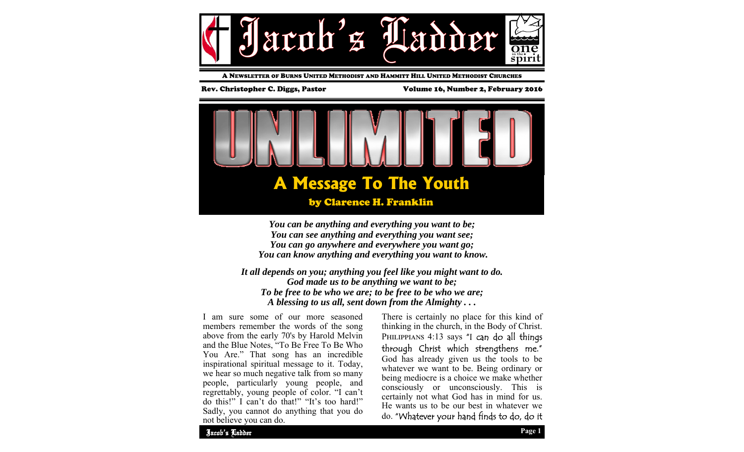# Jacob's Ladder

A NEWSLETTER OF BURNS UNITED METHODIST AND HAMMITT HILL UNITED METHODIST CHURCHES

**Rev. Christopher C. Diggs, Pastor** — **Volume 16, Number 2, February 2016**

# UNLIMITED

## A Message To The Youth

**by Clarence H. Franklin**

***You can be anything and everything you want to be;***
***You can see anything and everything you want see;***
***You can go anywhere and everywhere you want go;***
***You can know anything and everything you want to know.***

***It all depends on you; anything you feel like you might want to do.***
***God made us to be anything we want to be;***
***To be free to be who we are; to be free to be who we are;***
***A blessing to us all, sent down from the Almighty . . .***

I am sure some of our more seasoned members remember the words of the song above from the early 70's by Harold Melvin and the Blue Notes, "To Be Free To Be Who You Are." That song has an incredible inspirational spiritual message to it. Today, we hear so much negative talk from so many people, particularly young people, and regrettably, young people of color. "I can't do this!" I can't do that!" "It's too hard!" Sadly, you cannot do anything that you do not believe you can do.

There is certainly no place for this kind of thinking in the church, in the Body of Christ. PHILIPPIANS 4:13 says "I can do all things through Christ which strengthens me." God has already given us the tools to be whatever we want to be. Being ordinary or being mediocre is a choice we make whether consciously or unconsciously. This is certainly not what God has in mind for us. He wants us to be our best in whatever we do. "Whatever your hand finds to do, do it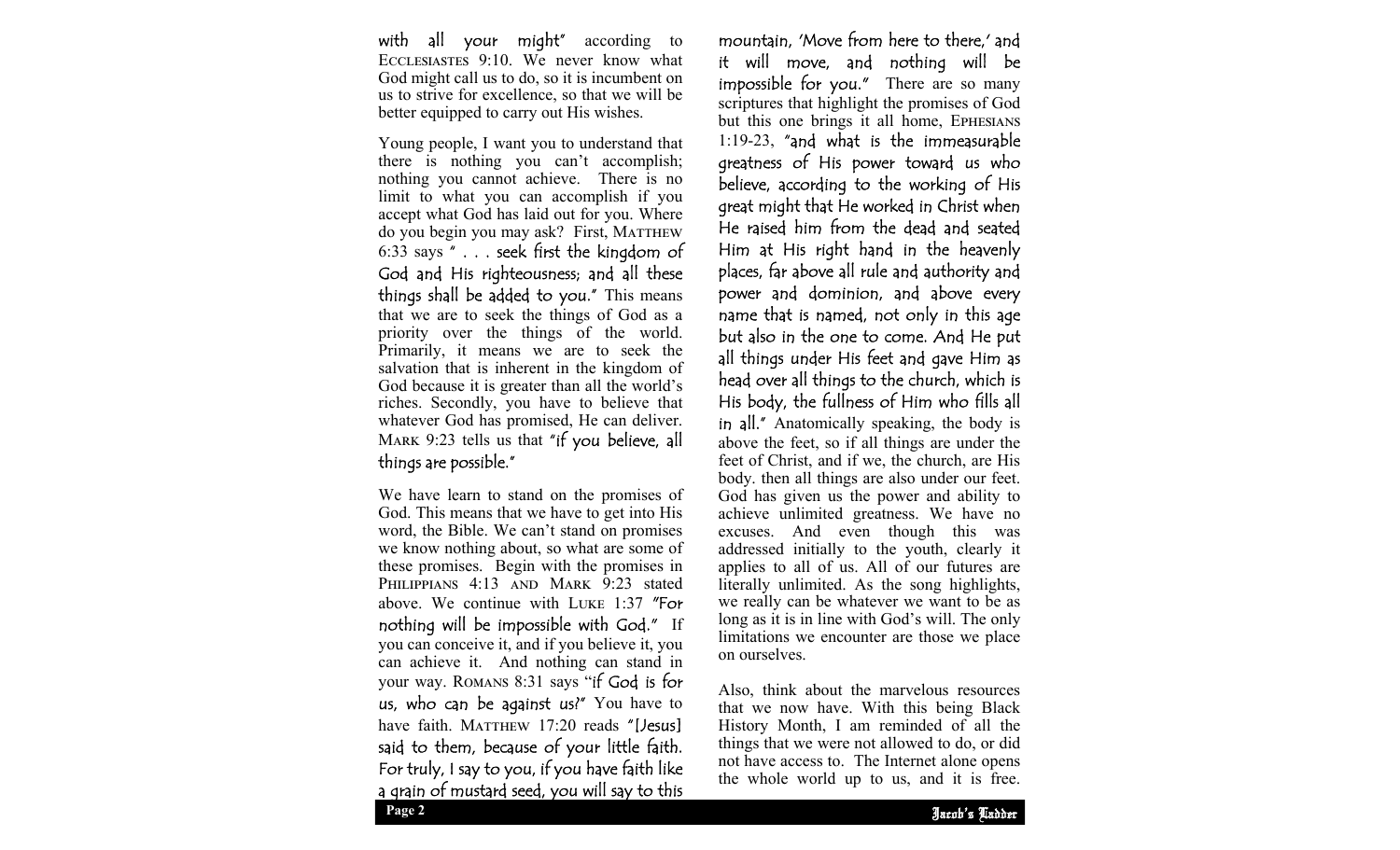with all your might" according to Ecclesiastes 9:10. We never know what God might call us to do, so it is incumbent on us to strive for excellence, so that we will be better equipped to carry out His wishes.

Young people, I want you to understand that there is nothing you can't accomplish; nothing you cannot achieve. There is no limit to what you can accomplish if you accept what God has laid out for you. Where do you begin you may ask? First, Matthew 6:33 says " . . . seek first the kingdom of God and His righteousness; and all these things shall be added to you." This means that we are to seek the things of God as a priority over the things of the world. Primarily, it means we are to seek the salvation that is inherent in the kingdom of God because it is greater than all the world's riches. Secondly, you have to believe that whatever God has promised, He can deliver. Mark 9:23 tells us that "if you believe, all things are possible."

We have learn to stand on the promises of God. This means that we have to get into His word, the Bible. We can't stand on promises we know nothing about, so what are some of these promises. Begin with the promises in Philippians 4:13 and Mark 9:23 stated above. We continue with Luke 1:37 "For nothing will be impossible with God." If you can conceive it, and if you believe it, you can achieve it. And nothing can stand in your way. Romans 8:31 says "if God is for us, who can be against us?" You have to have faith. Matthew 17:20 reads "[Jesus] said to them, because of your little faith. For truly, I say to you, if you have faith like a grain of mustard seed, you will say to this mountain, 'Move from here to there,' and it will move, and nothing will be impossible for you." There are so many scriptures that highlight the promises of God but this one brings it all home, Ephesians 1:19-23, "and what is the immeasurable greatness of His power toward us who believe, according to the working of His great might that He worked in Christ when He raised him from the dead and seated Him at His right hand in the heavenly places, far above all rule and authority and power and dominion, and above every name that is named, not only in this age but also in the one to come. And He put all things under His feet and gave Him as head over all things to the church, which is His body, the fullness of Him who fills all in all." Anatomically speaking, the body is above the feet, so if all things are under the feet of Christ, and if we, the church, are His body. then all things are also under our feet. God has given us the power and ability to achieve unlimited greatness. We have no excuses. And even though this was addressed initially to the youth, clearly it applies to all of us. All of our futures are literally unlimited. As the song highlights, we really can be whatever we want to be as long as it is in line with God's will. The only limitations we encounter are those we place on ourselves.

Also, think about the marvelous resources that we now have. With this being Black History Month, I am reminded of all the things that we were not allowed to do, or did not have access to. The Internet alone opens the whole world up to us, and it is free.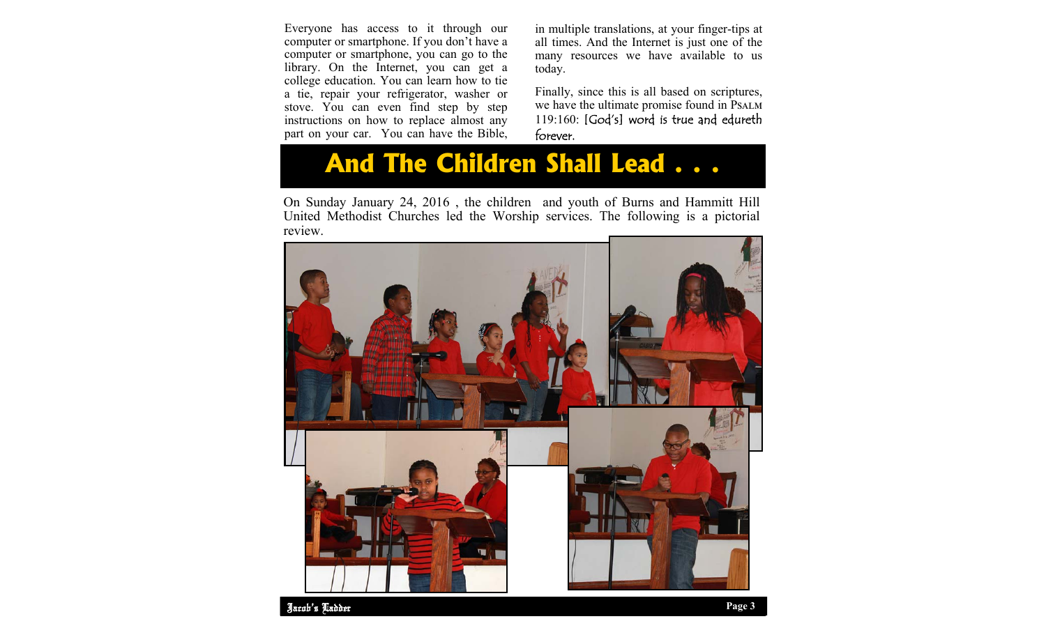Everyone has access to it through our computer or smartphone. If you don't have a computer or smartphone, you can go to the library. On the Internet, you can get a college education. You can learn how to tie a tie, repair your refrigerator, washer or stove. You can even find step by step instructions on how to replace almost any part on your car. You can have the Bible, in multiple translations, at your finger-tips at all times. And the Internet is just one of the many resources we have available to us today.

Finally, since this is all based on scriptures, we have the ultimate promise found in PSALM 119:160: [God's] word is true and edureth forever.

# And The Children Shall Lead . . .

On Sunday January 24, 2016 , the children and youth of Burns and Hammitt Hill United Methodist Churches led the Worship services. The following is a pictorial review.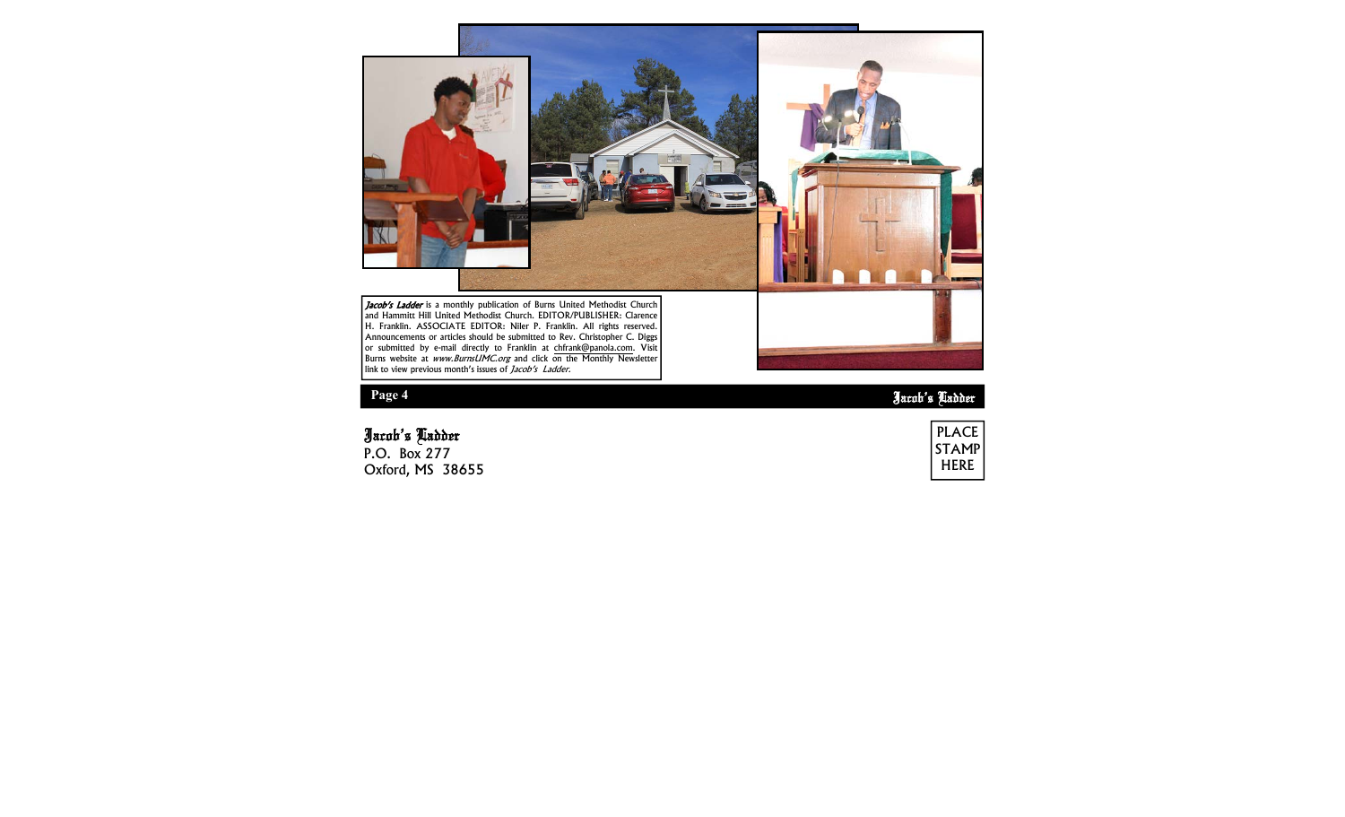*Jacob's Ladder* is a monthly publication of Burns United Methodist Church and Hammitt Hill United Methodist Church. EDITOR/PUBLISHER: Clarence H. Franklin. ASSOCIATE EDITOR: Niler P. Franklin. All rights reserved. Announcements or articles should be submitted to Rev. Christopher C. Diggs or submitted by e-mail directly to Franklin at chfrank@panola.com. Visit Burns website at *www.BurnsUMC.org* and click on the Monthly Newsletter link to view previous month's issues of *Jacob's Ladder*.

Jacob's Ladder
P.O. Box 277
Oxford, MS 38655

PLACE
STAMP
HERE